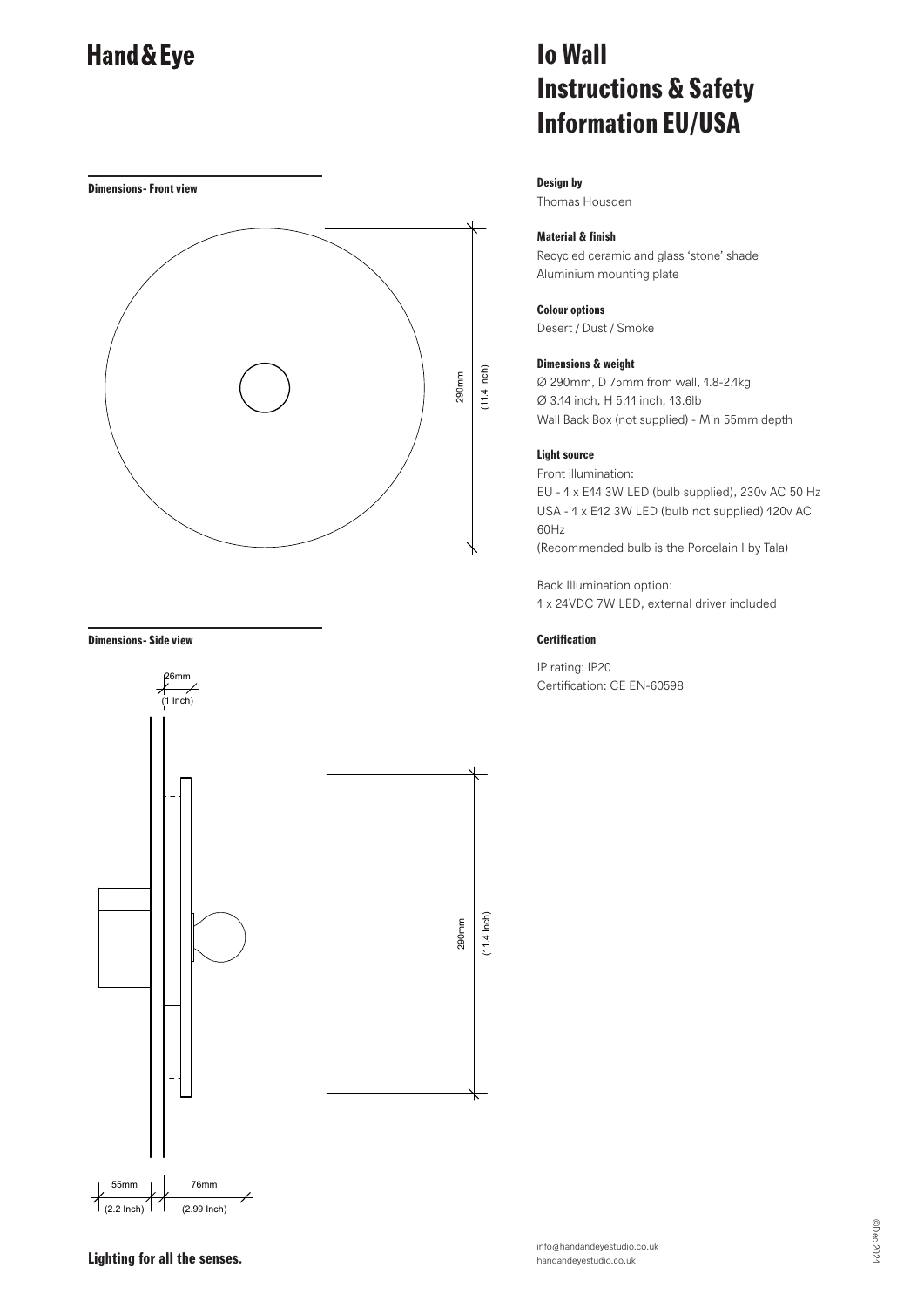# Hand & Eye

# Io Wall Instructions & Safety Information EU/USA

**Dimensions- Front view**

290mm (11.4 Inch)

**Dimensions- Side view**

26mm (1 Inch)

290mm (11.4 Inch)

55mm (2.2 Inch) | 76mm (2.99 Inch)

**Design by**

Thomas Housden

**Material & finish**

Recycled ceramic and glass 'stone' shade
Aluminium mounting plate

**Colour options**

Desert / Dust / Smoke

**Dimensions & weight**

Ø 290mm, D 75mm from wall, 1.8-2.1kg
Ø 3.14 inch, H 5.11 inch, 13.6lb
Wall Back Box (not supplied) - Min 55mm depth

**Light source**

Front illumination:
EU - 1 x E14 3W LED (bulb supplied), 230v AC 50 Hz
USA - 1 x E12 3W LED (bulb not supplied) 120v AC 60Hz
(Recommended bulb is the Porcelain I by Tala)

Back Illumination option:
1 x 24VDC 7W LED, external driver included

**Certification**

IP rating: IP20
Certification: CE EN-60598

**Lighting for all the senses.**

info@handandeyestudio.co.uk
handandeyestudio.co.uk

©Dec 2021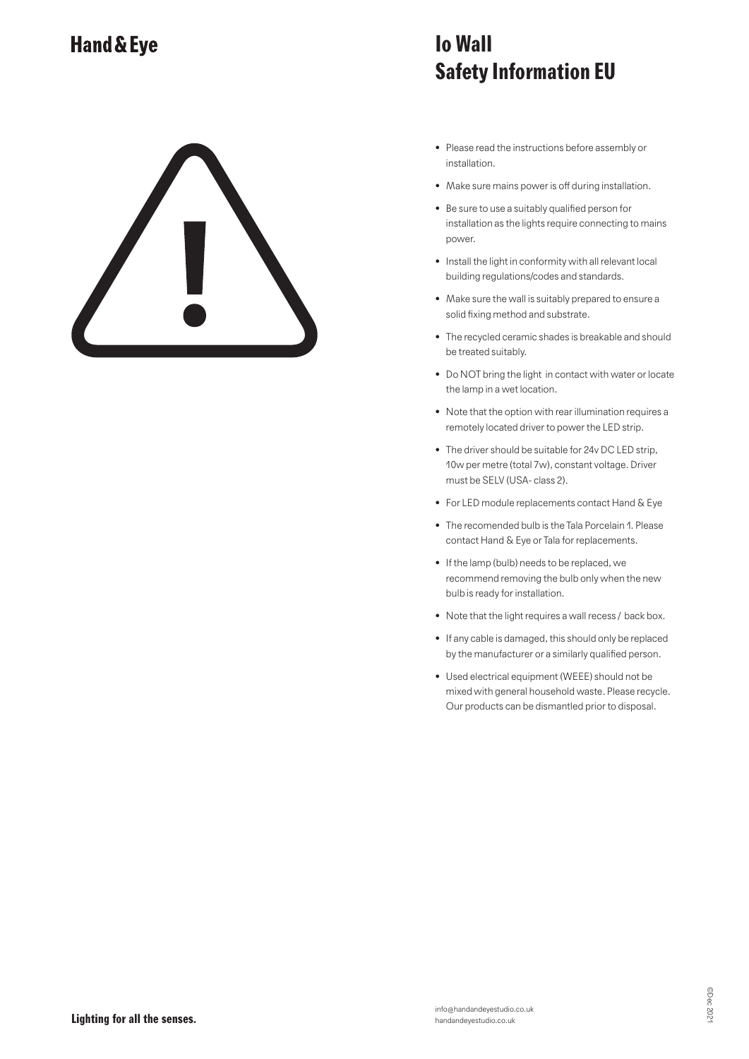Hand & Eye

# Io Wall
# Safety Information EU

- Please read the instructions before assembly or installation.
- Make sure mains power is off during installation.
- Be sure to use a suitably qualified person for installation as the lights require connecting to mains power.
- Install the light in conformity with all relevant local building regulations/codes and standards.
- Make sure the wall is suitably prepared to ensure a solid fixing method and substrate.
- The recycled ceramic shades is breakable and should be treated suitably.
- Do NOT bring the light in contact with water or locate the lamp in a wet location.
- Note that the option with rear illumination requires a remotely located driver to power the LED strip.
- The driver should be suitable for 24v DC LED strip, 10w per metre (total 7w), constant voltage. Driver must be SELV (USA- class 2).
- For LED module replacements contact Hand & Eye
- The recomended bulb is the Tala Porcelain 1. Please contact Hand & Eye or Tala for replacements.
- If the lamp (bulb) needs to be replaced, we recommend removing the bulb only when the new bulb is ready for installation.
- Note that the light requires a wall recess / back box.
- If any cable is damaged, this should only be replaced by the manufacturer or a similarly qualified person.
- Used electrical equipment (WEEE) should not be mixed with general household waste. Please recycle. Our products can be dismantled prior to disposal.

**Lighting for all the senses.**

info@handandeyestudio.co.uk
handandeyestudio.co.uk

©Dec 2021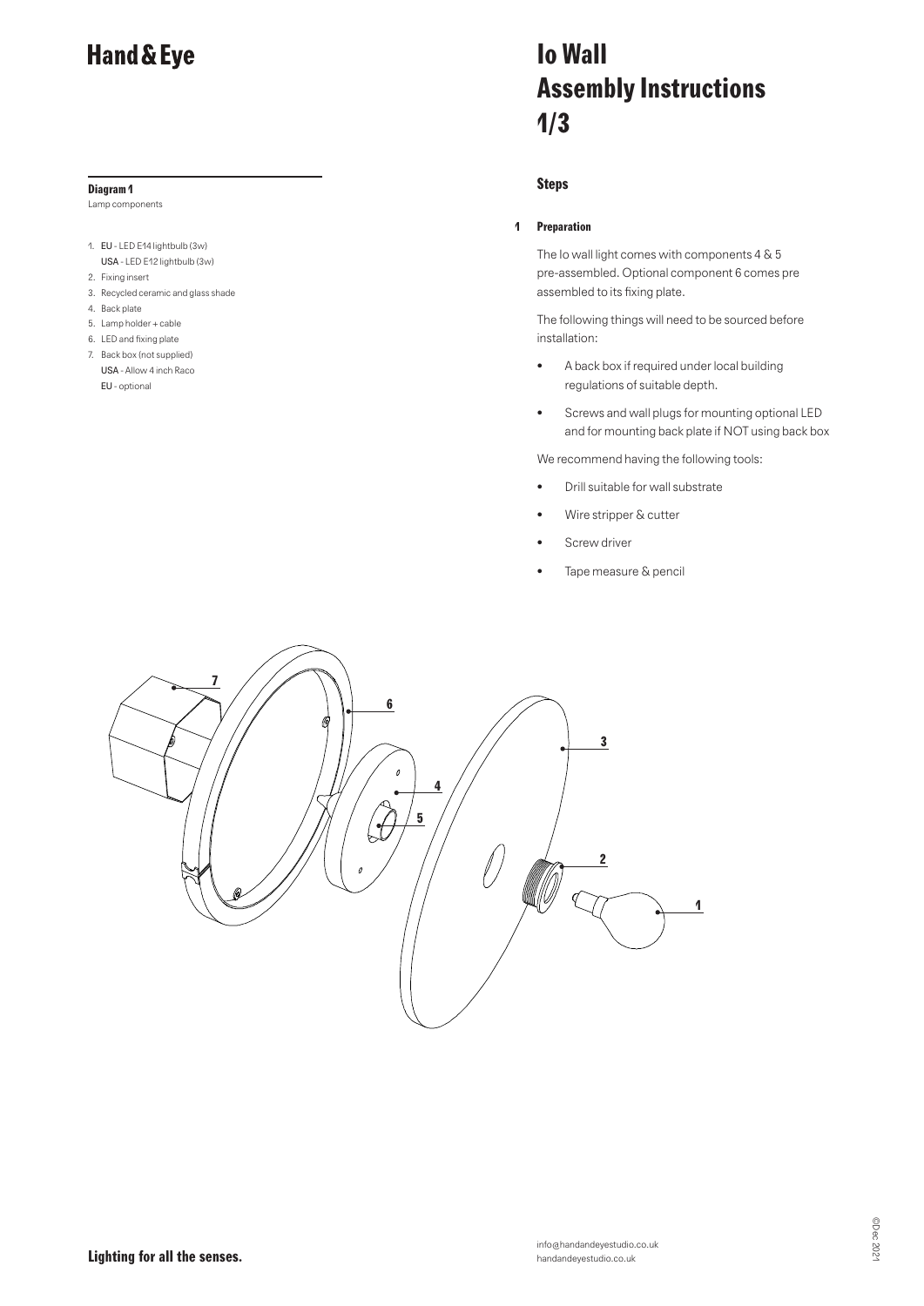# Hand & Eye

# Io Wall Assembly Instructions 1/3

### Diagram 1

Lamp components

1. EU - LED E14 lightbulb (3w)
   USA - LED E12 lightbulb (3w)
2. Fixing insert
3. Recycled ceramic and glass shade
4. Back plate
5. Lamp holder + cable
6. LED and fixing plate
7. Back box (not supplied)
   USA - Allow 4 inch Raco
   EU - optional

## Steps

### 1 Preparation

The Io wall light comes with components 4 & 5 pre-assembled. Optional component 6 comes pre assembled to its fixing plate.

The following things will need to be sourced before installation:

- A back box if required under local building regulations of suitable depth.
- Screws and wall plugs for mounting optional LED and for mounting back plate if NOT using back box

We recommend having the following tools:

- Drill suitable for wall substrate
- Wire stripper & cutter
- Screw driver
- Tape measure & pencil

7 6 3 4 5 2 1

**Lighting for all the senses.**

info@handandeyestudio.co.uk
handandeyestudio.co.uk

©Dec 2021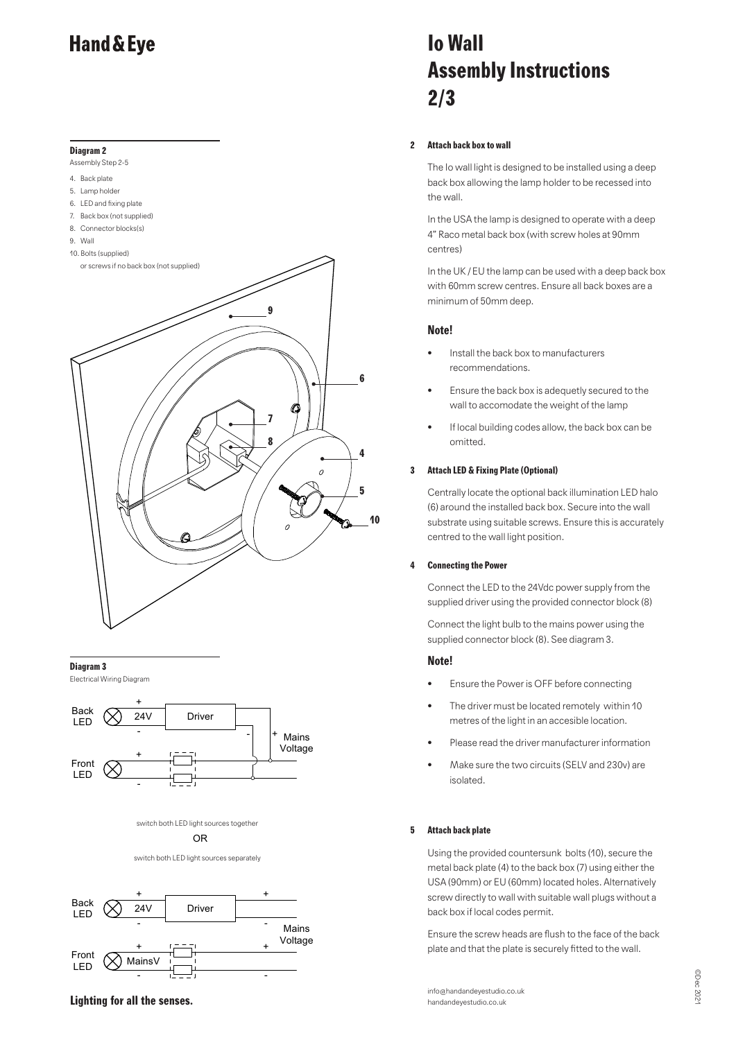# Hand & Eye

# Io Wall Assembly Instructions 2/3

**Diagram 2**

Assembly Step 2-5

4. Back plate
5. Lamp holder
6. LED and fixing plate
7. Back box (not supplied)
8. Connector blocks(s)
9. Wall
10. Bolts (supplied) or screws if no back box (not supplied)

**Diagram 3**

Electrical Wiring Diagram

switch both LED light sources together

OR

switch both LED light sources separately

**2 Attach back box to wall**

The Io wall light is designed to be installed using a deep back box allowing the lamp holder to be recessed into the wall.

In the USA the lamp is designed to operate with a deep 4" Raco metal back box (with screw holes at 90mm centres)

In the UK / EU the lamp can be used with a deep back box with 60mm screw centres. Ensure all back boxes are a minimum of 50mm deep.

### Note!

- Install the back box to manufacturers recommendations.
- Ensure the back box is adequetly secured to the wall to accomodate the weight of the lamp
- If local building codes allow, the back box can be omitted.

**3 Attach LED & Fixing Plate (Optional)**

Centrally locate the optional back illumination LED halo (6) around the installed back box. Secure into the wall substrate using suitable screws. Ensure this is accurately centred to the wall light position.

**4 Connecting the Power**

Connect the LED to the 24Vdc power supply from the supplied driver using the provided connector block (8)

Connect the light bulb to the mains power using the supplied connector block (8). See diagram 3.

### Note!

- Ensure the Power is OFF before connecting
- The driver must be located remotely within 10 metres of the light in an accesible location.
- Please read the driver manufacturer information
- Make sure the two circuits (SELV and 230v) are isolated.

**5 Attach back plate**

Using the provided countersunk bolts (10), secure the metal back plate (4) to the back box (7) using either the USA (90mm) or EU (60mm) located holes. Alternatively screw directly to wall with suitable wall plugs without a back box if local codes permit.

Ensure the screw heads are flush to the face of the back plate and that the plate is securely fitted to the wall.

**Lighting for all the senses.**

info@handandeyestudio.co.uk
handandeyestudio.co.uk

©Dec 2021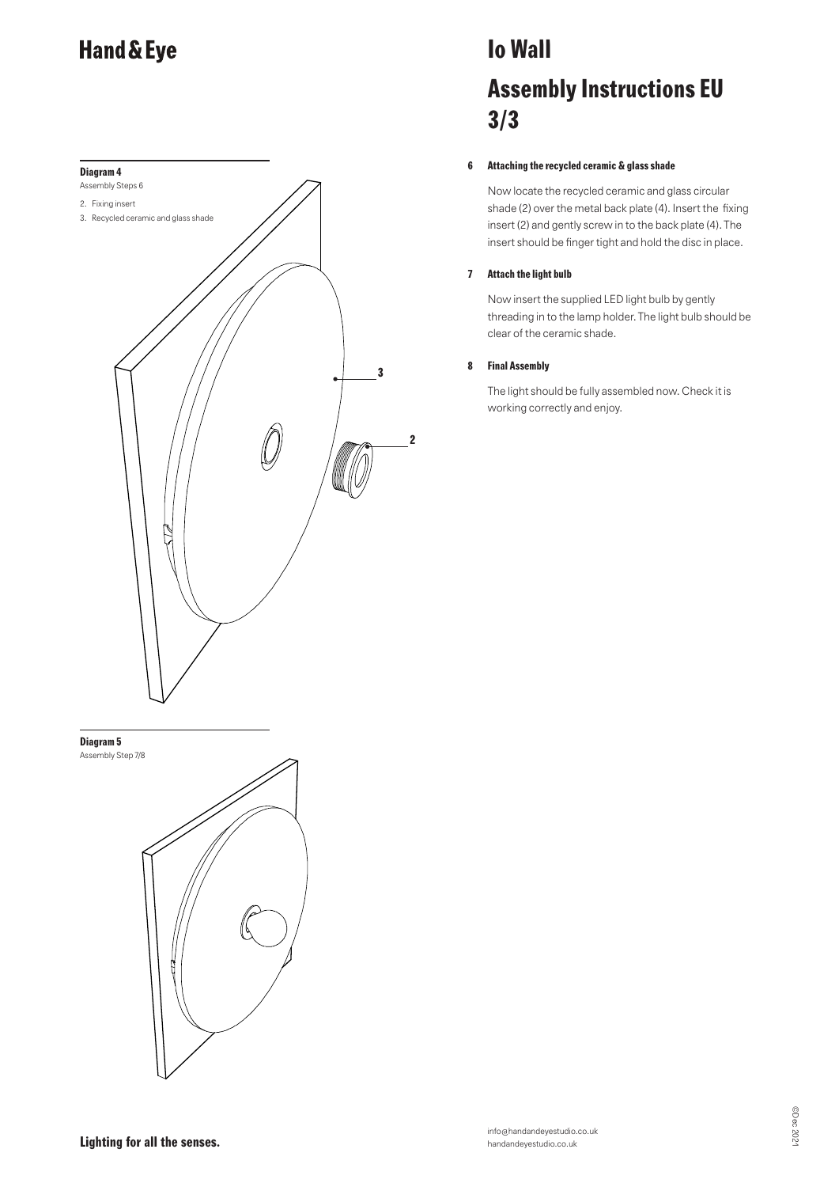# Hand & Eye

# Io Wall

## Assembly Instructions EU 3/3

**Diagram 4**
Assembly Steps 6

2. Fixing insert
3. Recycled ceramic and glass shade

3

2

**Diagram 5**
Assembly Step 7/8

**6 Attaching the recycled ceramic & glass shade**

Now locate the recycled ceramic and glass circular shade (2) over the metal back plate (4). Insert the fixing insert (2) and gently screw in to the back plate (4). The insert should be finger tight and hold the disc in place.

**7 Attach the light bulb**

Now insert the supplied LED light bulb by gently threading in to the lamp holder. The light bulb should be clear of the ceramic shade.

**8 Final Assembly**

The light should be fully assembled now. Check it is working correctly and enjoy.

**Lighting for all the senses.**

info@handandeyestudio.co.uk
handandeyestudio.co.uk

©Dec 2021